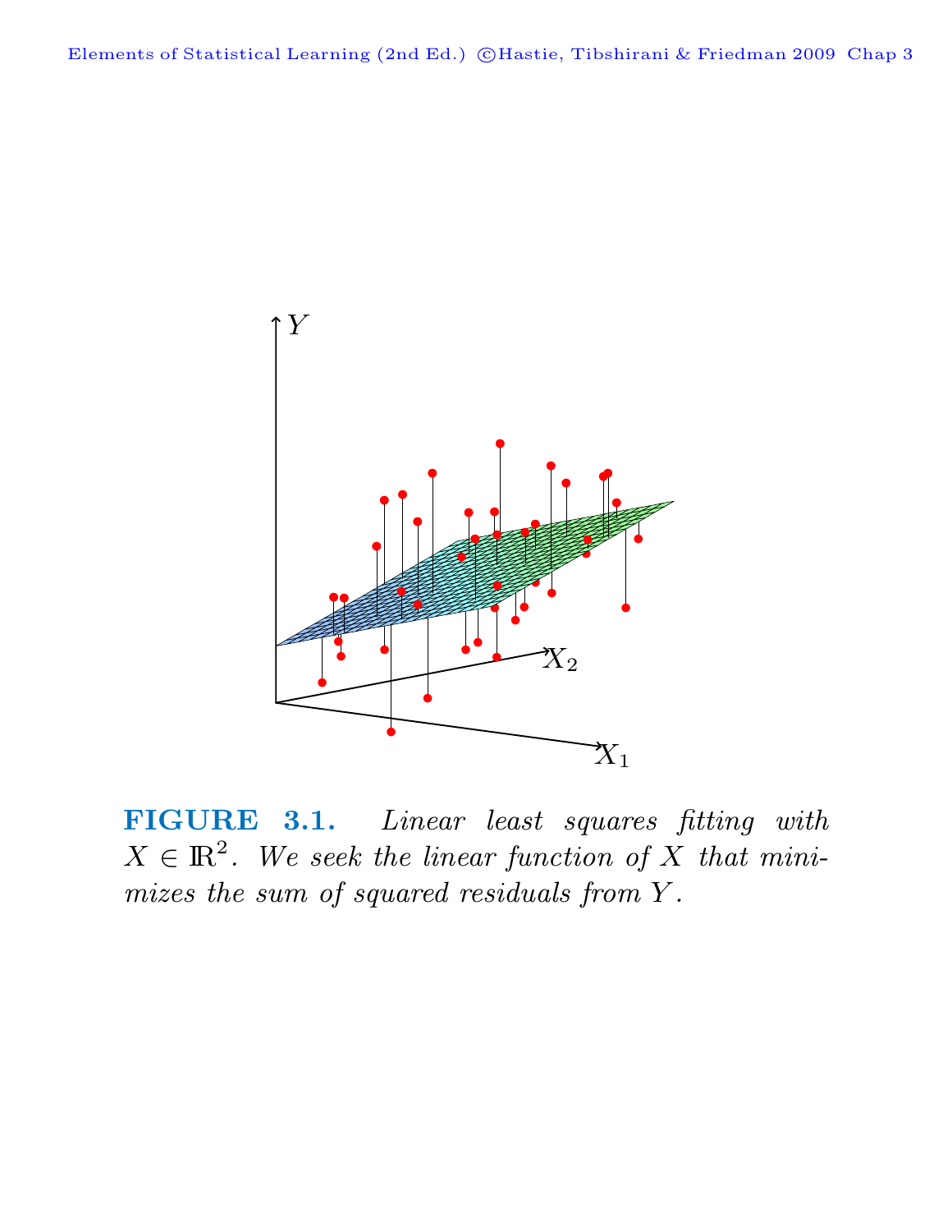**FIGURE 3.1.** *Linear least squares fitting with $X \in \mathbb{R}^2$. We seek the linear function of $X$ that minimizes the sum of squared residuals from $Y$.*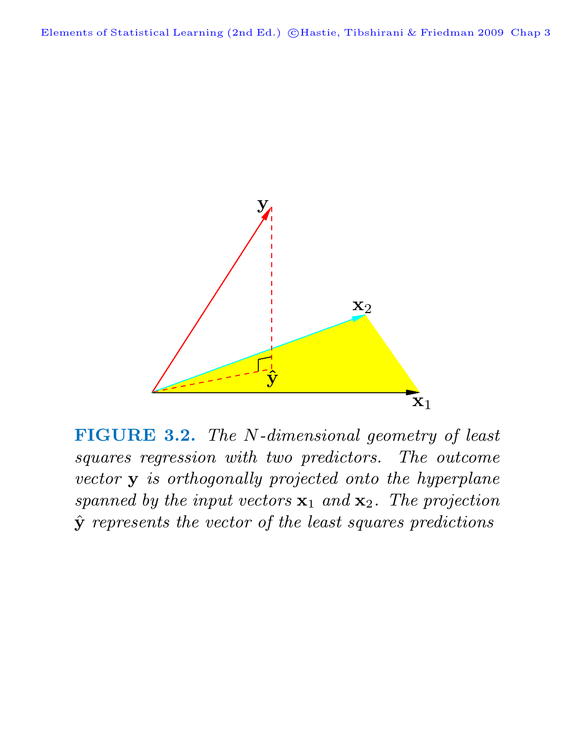**FIGURE 3.2.** *The $N$-dimensional geometry of least squares regression with two predictors. The outcome vector $\mathbf{y}$ is orthogonally projected onto the hyperplane spanned by the input vectors $\mathbf{x}_1$ and $\mathbf{x}_2$. The projection $\hat{\mathbf{y}}$ represents the vector of the least squares predictions*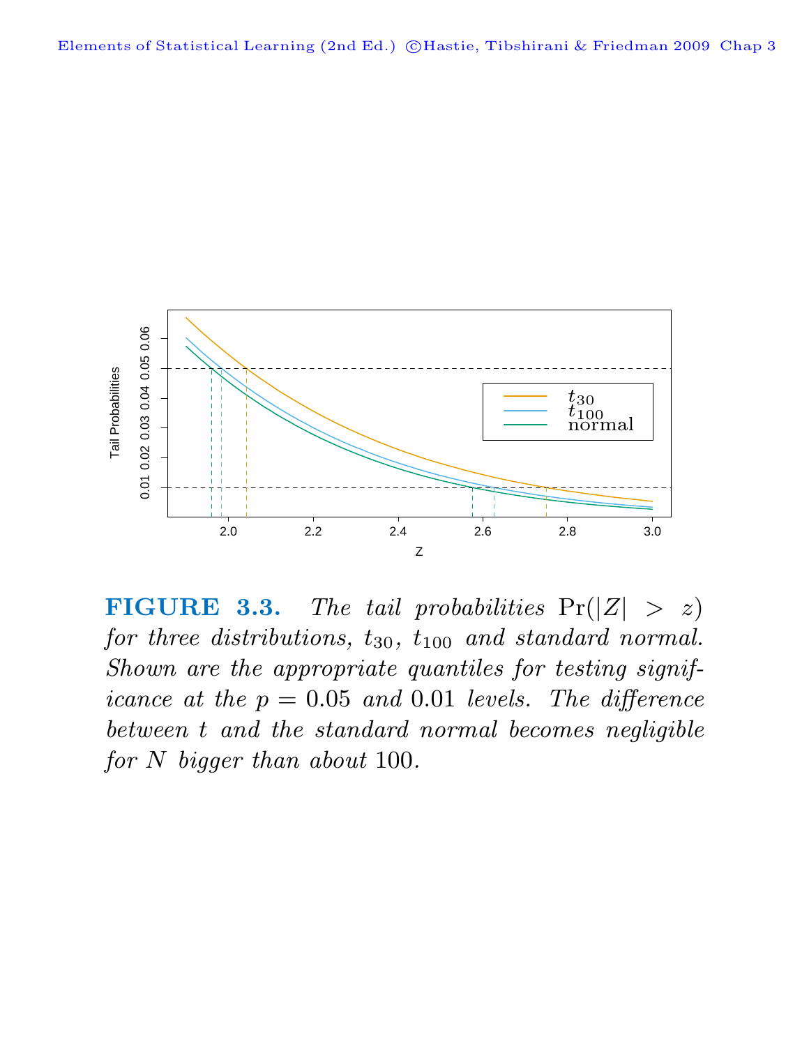**FIGURE 3.3.** *The tail probabilities* $\Pr(|Z| > z)$ *for three distributions,* $t_{30}$*,* $t_{100}$ *and standard normal. Shown are the appropriate quantiles for testing significance at the* $p = 0.05$ *and* $0.01$ *levels. The difference between* $t$ *and the standard normal becomes negligible for* $N$ *bigger than about* $100$.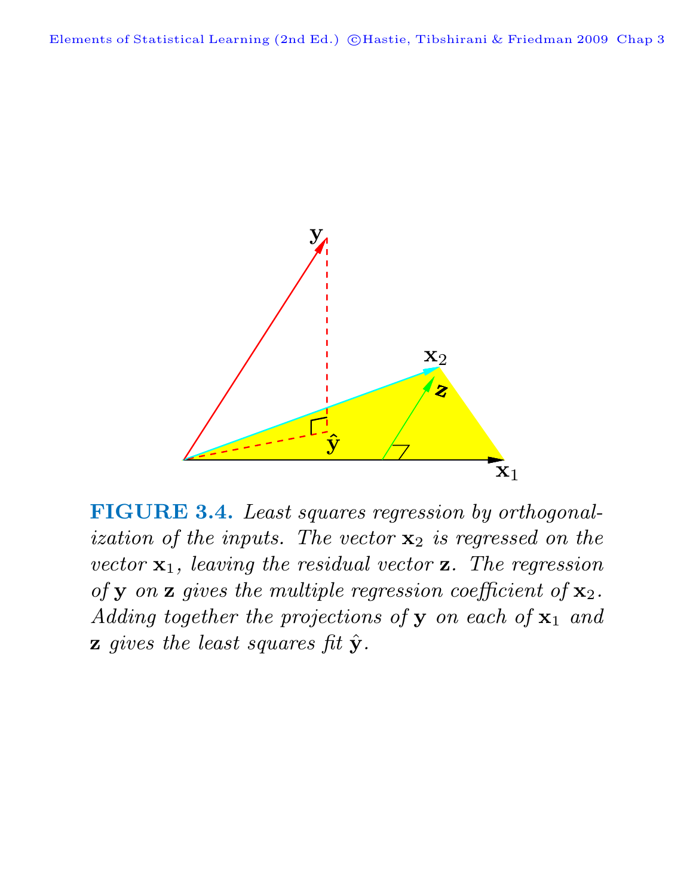**FIGURE 3.4.** *Least squares regression by orthogonalization of the inputs. The vector* $\mathbf{x}_2$ *is regressed on the vector* $\mathbf{x}_1$*, leaving the residual vector* $\mathbf{z}$*. The regression of* $\mathbf{y}$ *on* $\mathbf{z}$ *gives the multiple regression coefficient of* $\mathbf{x}_2$*. Adding together the projections of* $\mathbf{y}$ *on each of* $\mathbf{x}_1$ *and* $\mathbf{z}$ *gives the least squares fit* $\hat{\mathbf{y}}$*.*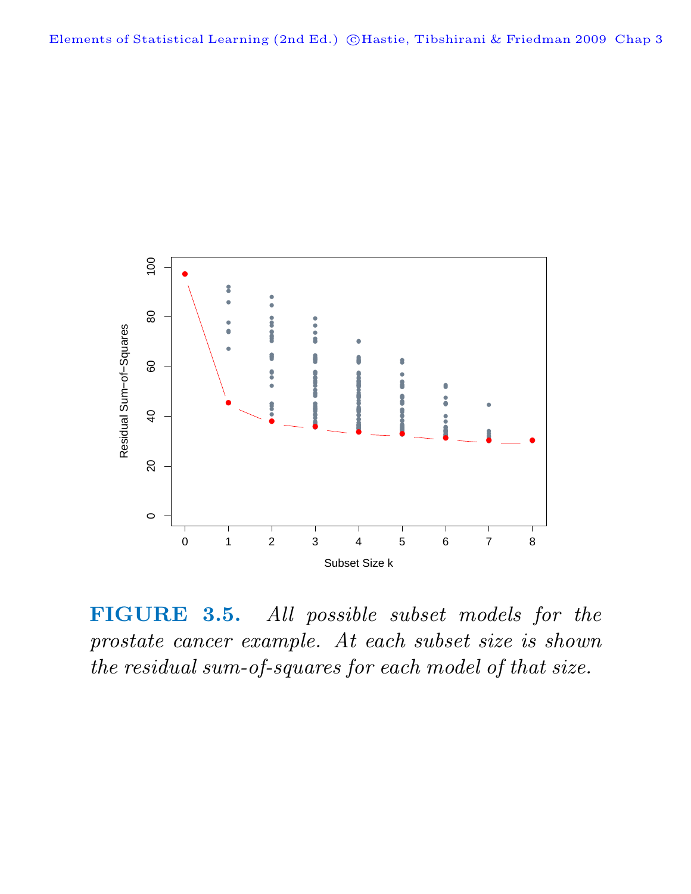**FIGURE 3.5.** *All possible subset models for the prostate cancer example. At each subset size is shown the residual sum-of-squares for each model of that size.*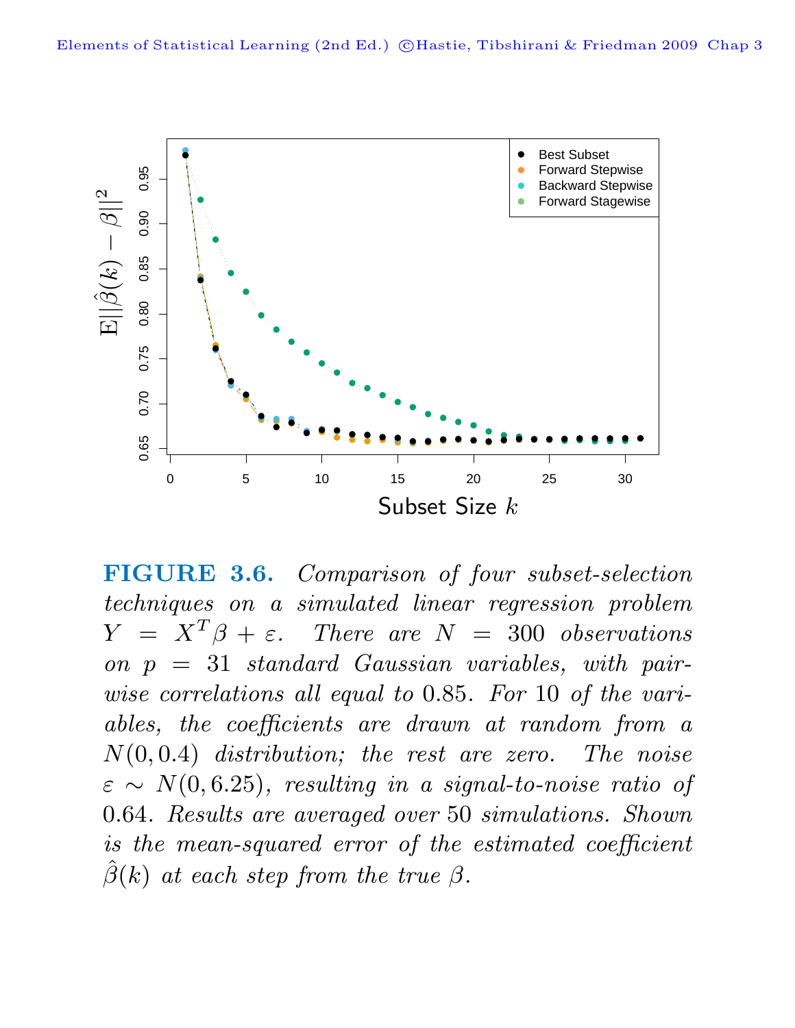**FIGURE 3.6.** *Comparison of four subset-selection techniques on a simulated linear regression problem $Y = X^T\beta + \varepsilon$. There are $N = 300$ observations on $p = 31$ standard Gaussian variables, with pairwise correlations all equal to 0.85. For 10 of the variables, the coefficients are drawn at random from a $N(0, 0.4)$ distribution; the rest are zero. The noise $\varepsilon \sim N(0, 6.25)$, resulting in a signal-to-noise ratio of 0.64. Results are averaged over 50 simulations. Shown is the mean-squared error of the estimated coefficient $\hat{\beta}(k)$ at each step from the true $\beta$.*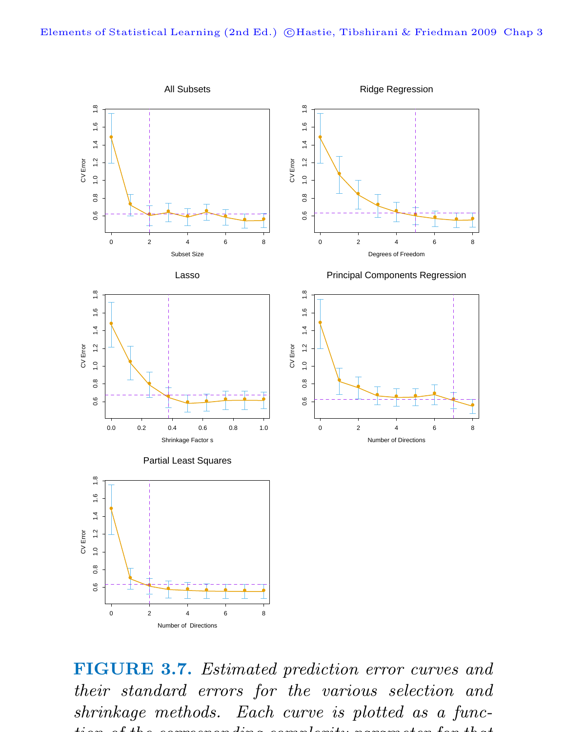**FIGURE 3.7.** *Estimated prediction error curves and their standard errors for the various selection and shrinkage methods. Each curve is plotted as a function of the corresponding complexity parameter for that*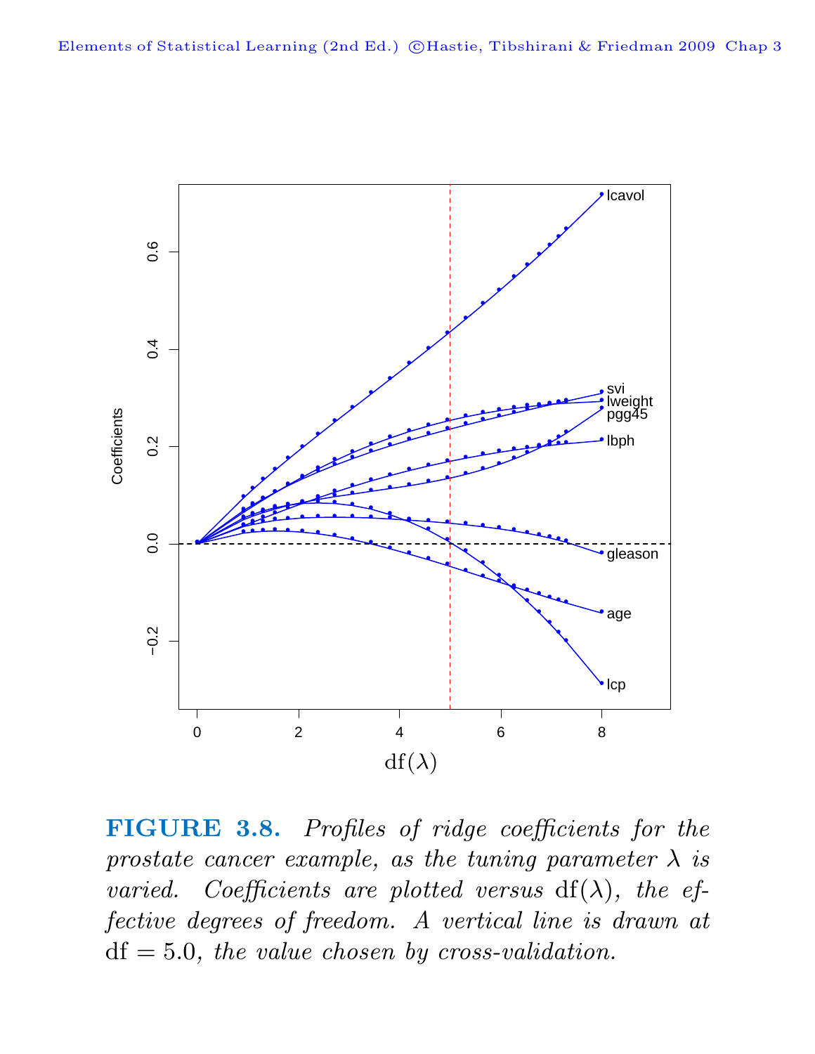**FIGURE 3.8.** *Profiles of ridge coefficients for the prostate cancer example, as the tuning parameter $\lambda$ is varied. Coefficients are plotted versus $\mathrm{df}(\lambda)$, the effective degrees of freedom. A vertical line is drawn at $\mathrm{df} = 5.0$, the value chosen by cross-validation.*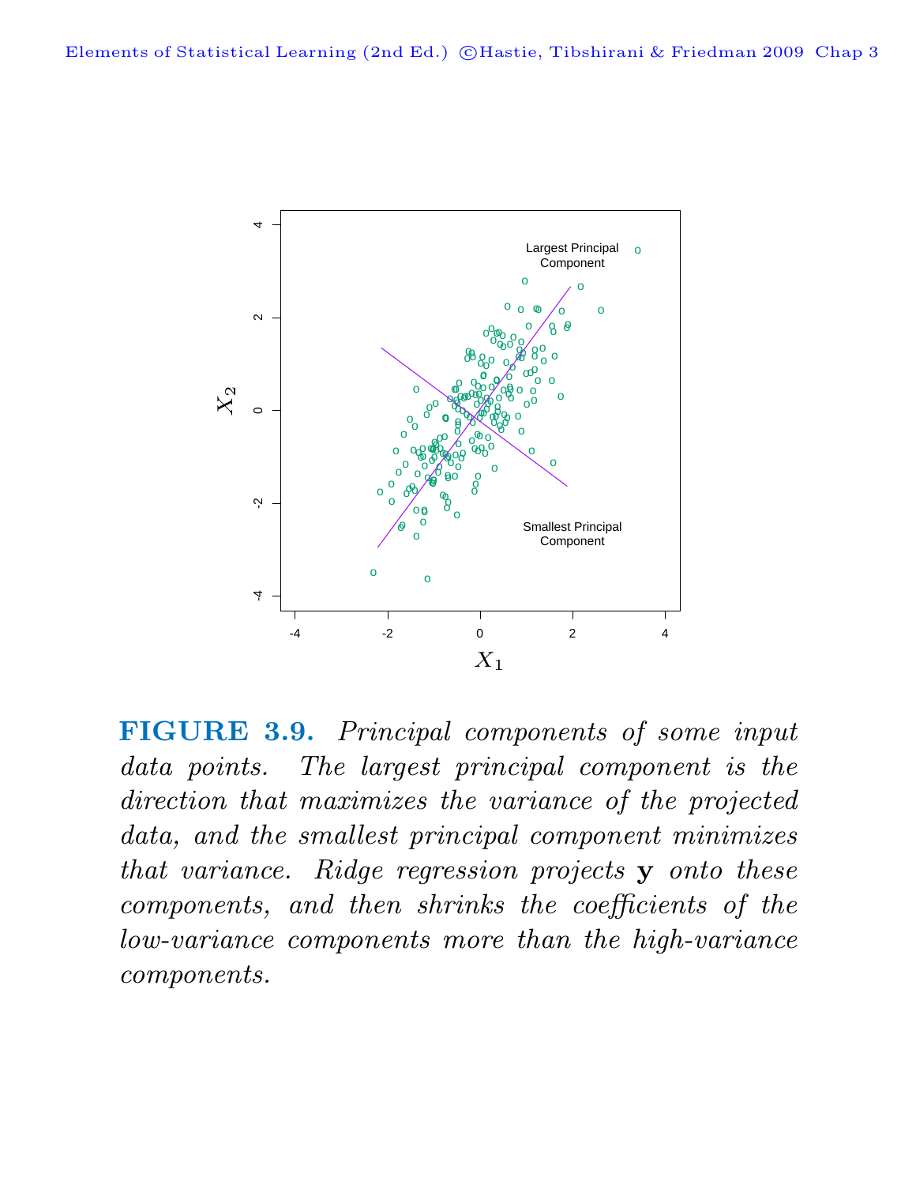**FIGURE 3.9.** *Principal components of some input data points. The largest principal component is the direction that maximizes the variance of the projected data, and the smallest principal component minimizes that variance. Ridge regression projects* $\mathbf{y}$ *onto these components, and then shrinks the coefficients of the low-variance components more than the high-variance components.*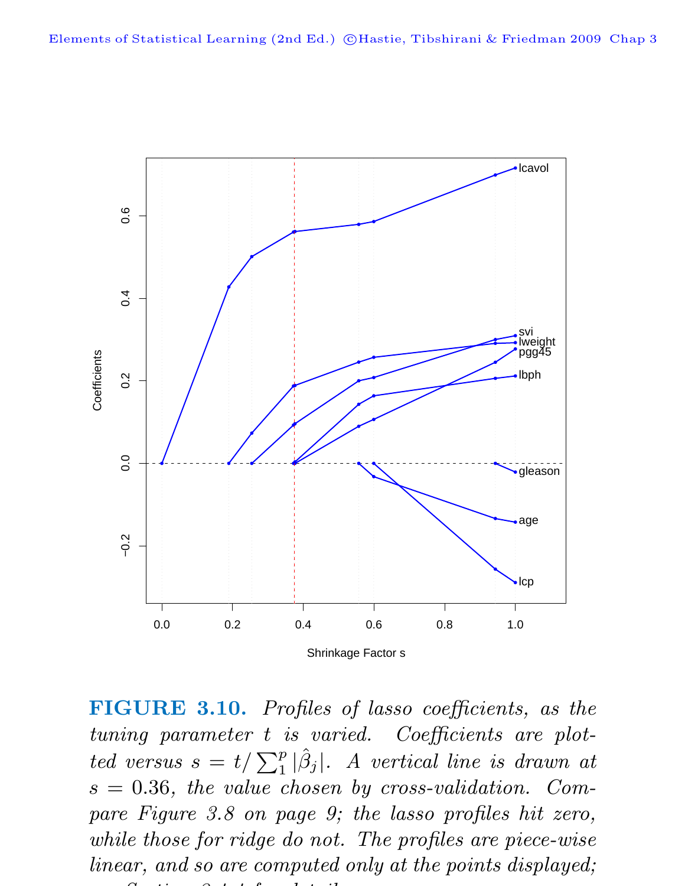**FIGURE 3.10.** *Profiles of lasso coefficients, as the tuning parameter $t$ is varied. Coefficients are plotted versus $s = t/\sum_1^p |\hat{\beta}_j|$. A vertical line is drawn at $s = 0.36$, the value chosen by cross-validation. Compare Figure 3.8 on page 9; the lasso profiles hit zero, while those for ridge do not. The profiles are piece-wise linear, and so are computed only at the points displayed;*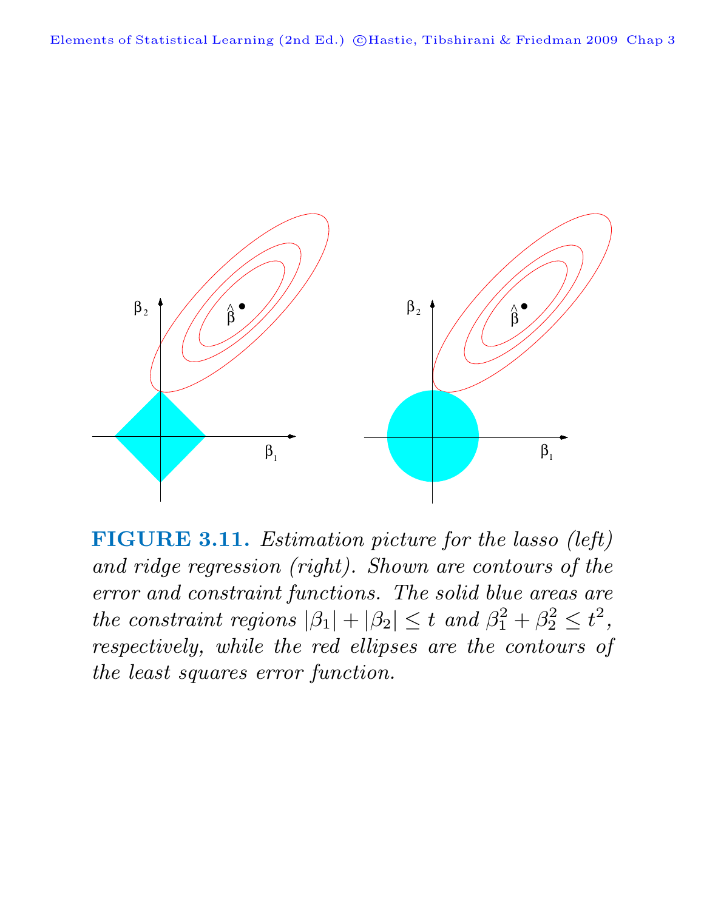**FIGURE 3.11.** *Estimation picture for the lasso (left) and ridge regression (right). Shown are contours of the error and constraint functions. The solid blue areas are the constraint regions $|\beta_1| + |\beta_2| \leq t$ and $\beta_1^2 + \beta_2^2 \leq t^2$, respectively, while the red ellipses are the contours of the least squares error function.*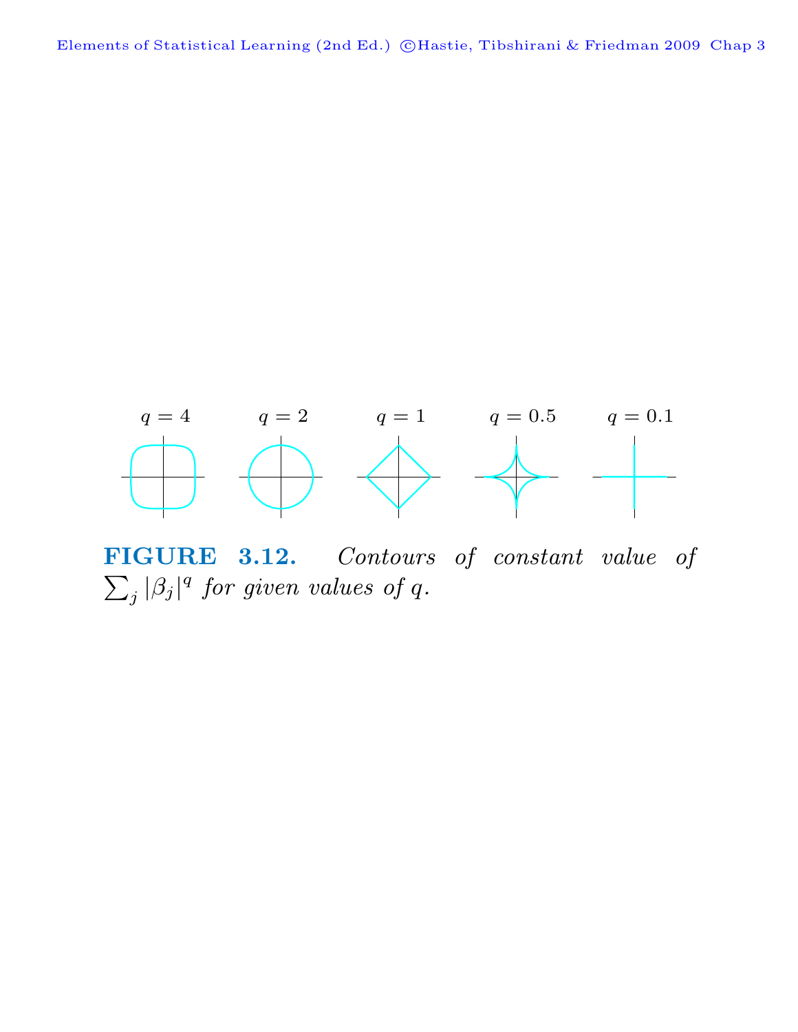$q = 4$ $q = 2$ $q = 1$ $q = 0.5$ $q = 0.1$

**FIGURE 3.12.** *Contours of constant value of* $\sum_j |\beta_j|^q$ *for given values of* $q$.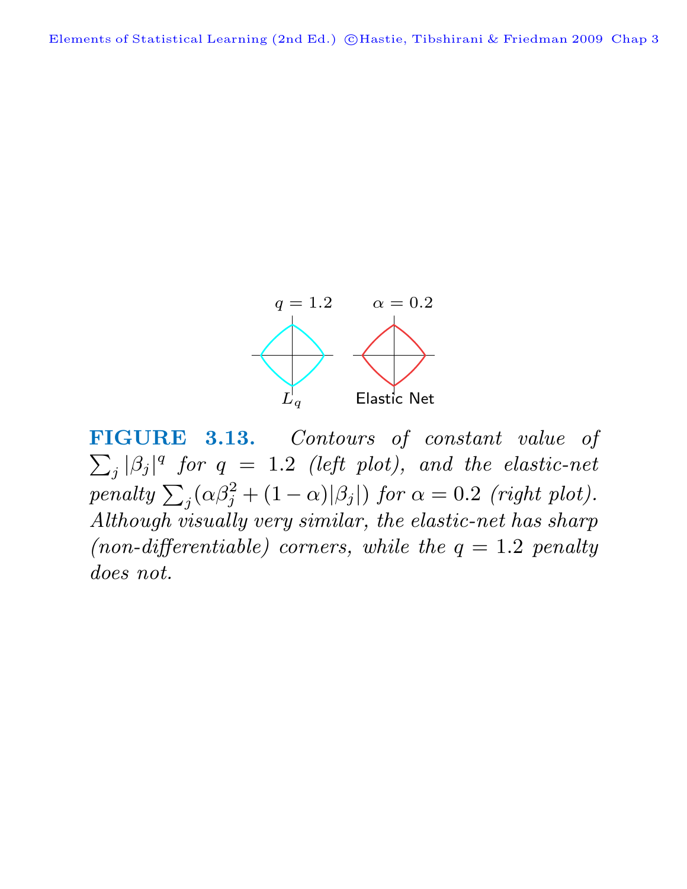**FIGURE 3.13.** *Contours of constant value of* $\sum_j |\beta_j|^q$ *for* $q = 1.2$ *(left plot), and the elastic-net penalty* $\sum_j (\alpha\beta_j^2 + (1-\alpha)|\beta_j|)$ *for* $\alpha = 0.2$ *(right plot). Although visually very similar, the elastic-net has sharp (non-differentiable) corners, while the* $q = 1.2$ *penalty does not.*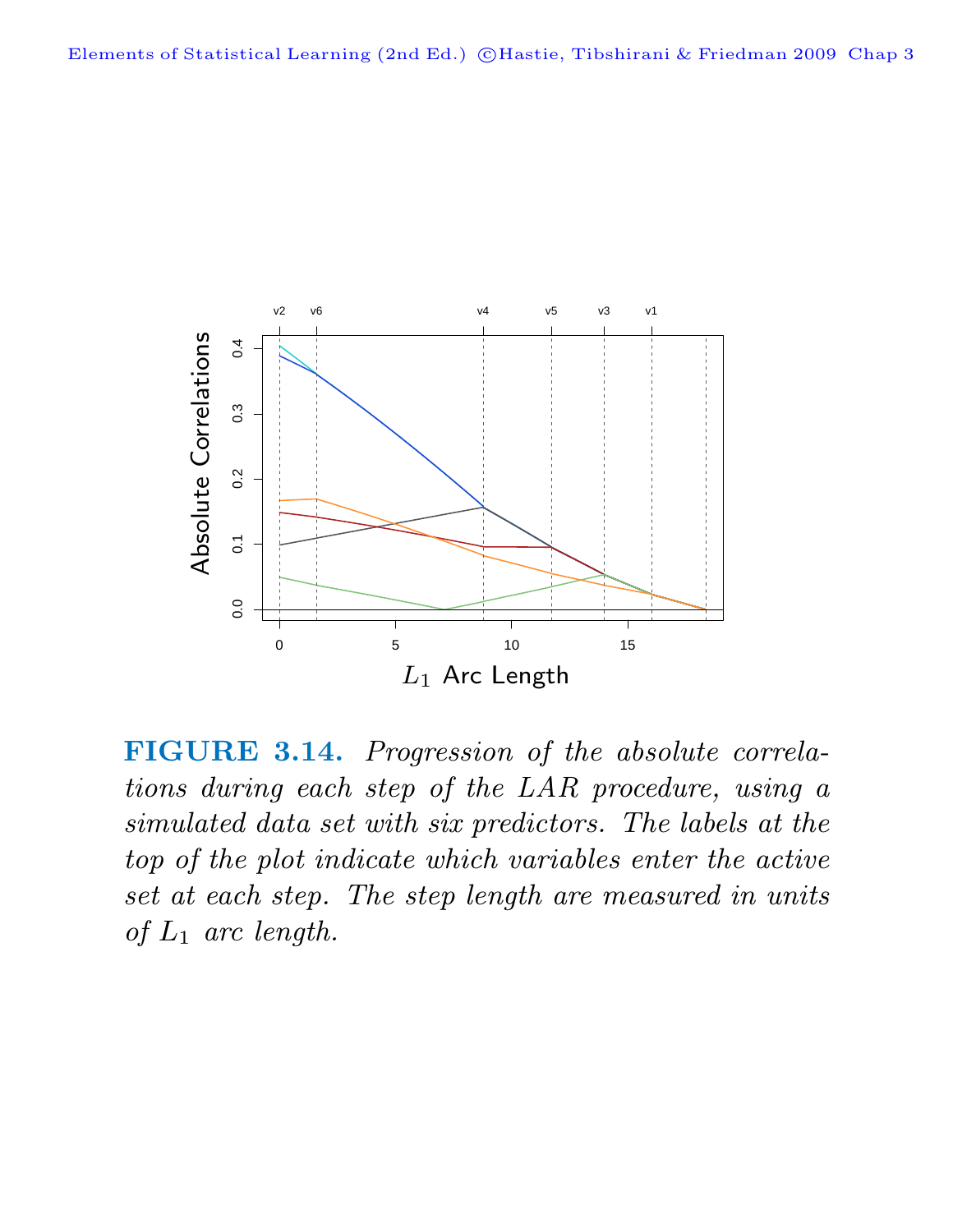**FIGURE 3.14.** *Progression of the absolute correlations during each step of the LAR procedure, using a simulated data set with six predictors. The labels at the top of the plot indicate which variables enter the active set at each step. The step length are measured in units of $L_1$ arc length.*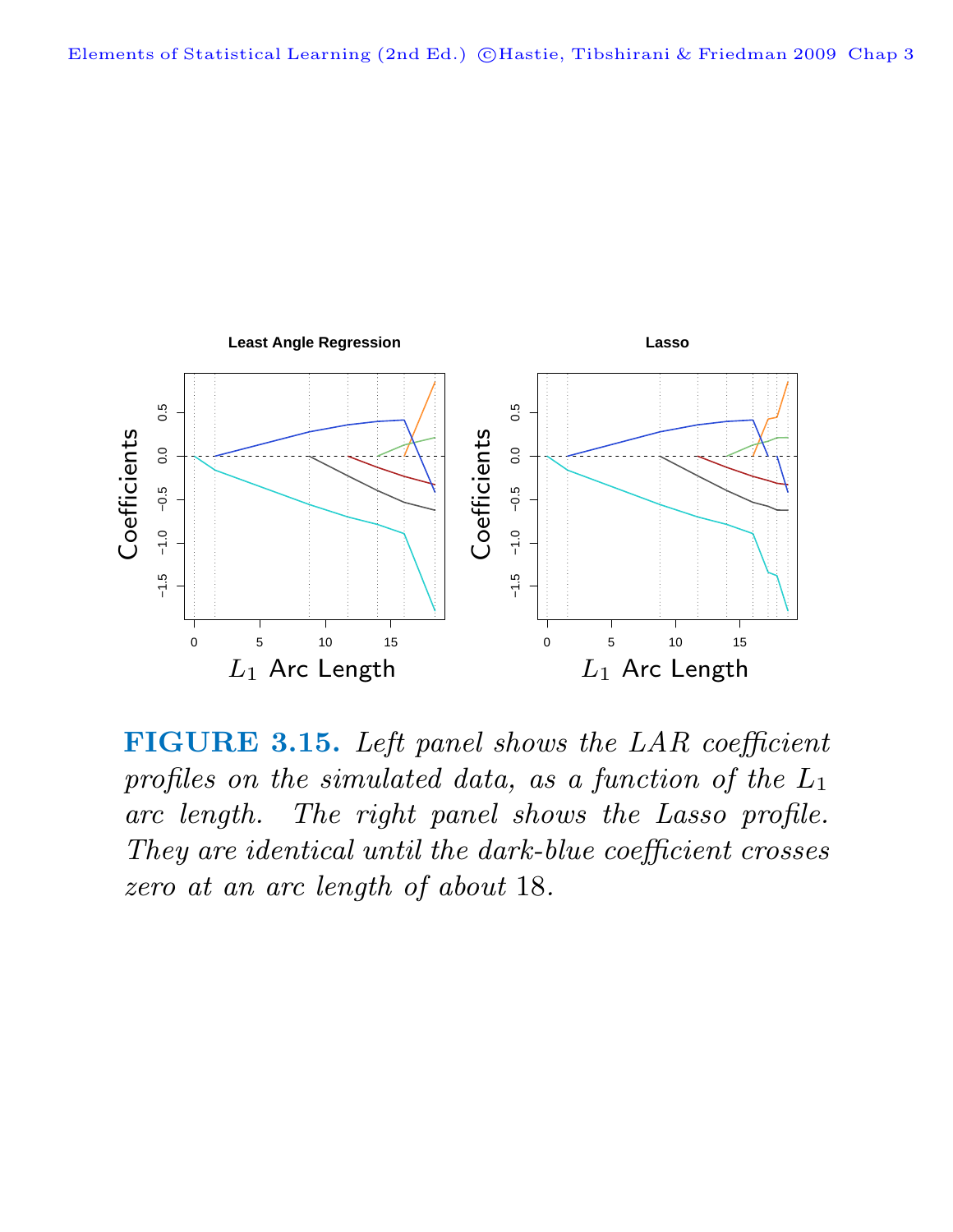**FIGURE 3.15.** *Left panel shows the LAR coefficient profiles on the simulated data, as a function of the $L_1$ arc length. The right panel shows the Lasso profile. They are identical until the dark-blue coefficient crosses zero at an arc length of about* 18.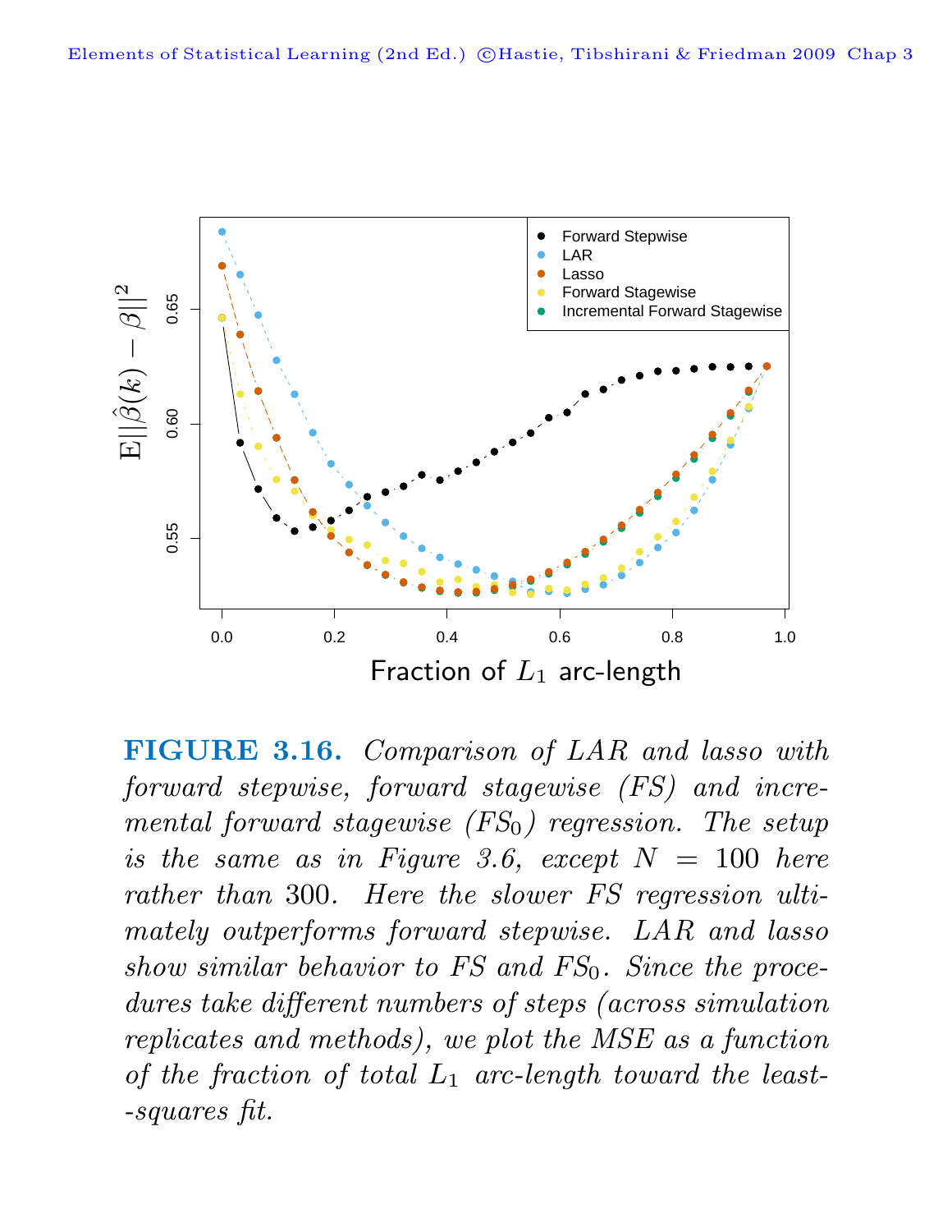**FIGURE 3.16.** *Comparison of LAR and lasso with forward stepwise, forward stagewise (FS) and incremental forward stagewise ($FS_0$) regression. The setup is the same as in Figure 3.6, except $N = 100$ here rather than 300. Here the slower FS regression ultimately outperforms forward stepwise. LAR and lasso show similar behavior to FS and $FS_0$. Since the procedures take different numbers of steps (across simulation replicates and methods), we plot the MSE as a function of the fraction of total $L_1$ arc-length toward the least--squares fit.*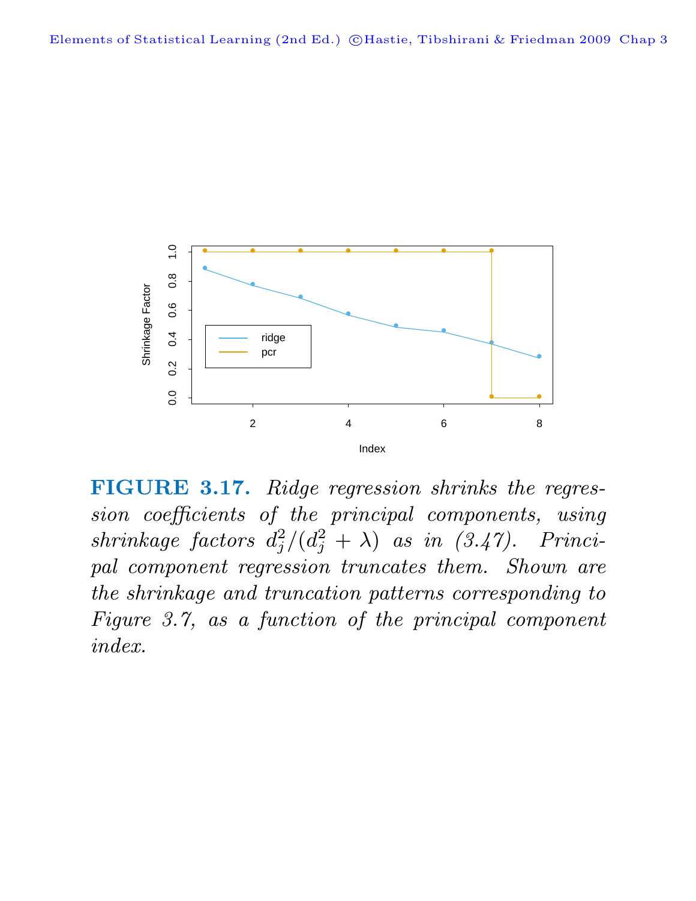**FIGURE 3.17.** *Ridge regression shrinks the regression coefficients of the principal components, using shrinkage factors $d_j^2/(d_j^2 + \lambda)$ as in (3.47). Principal component regression truncates them. Shown are the shrinkage and truncation patterns corresponding to Figure 3.7, as a function of the principal component index.*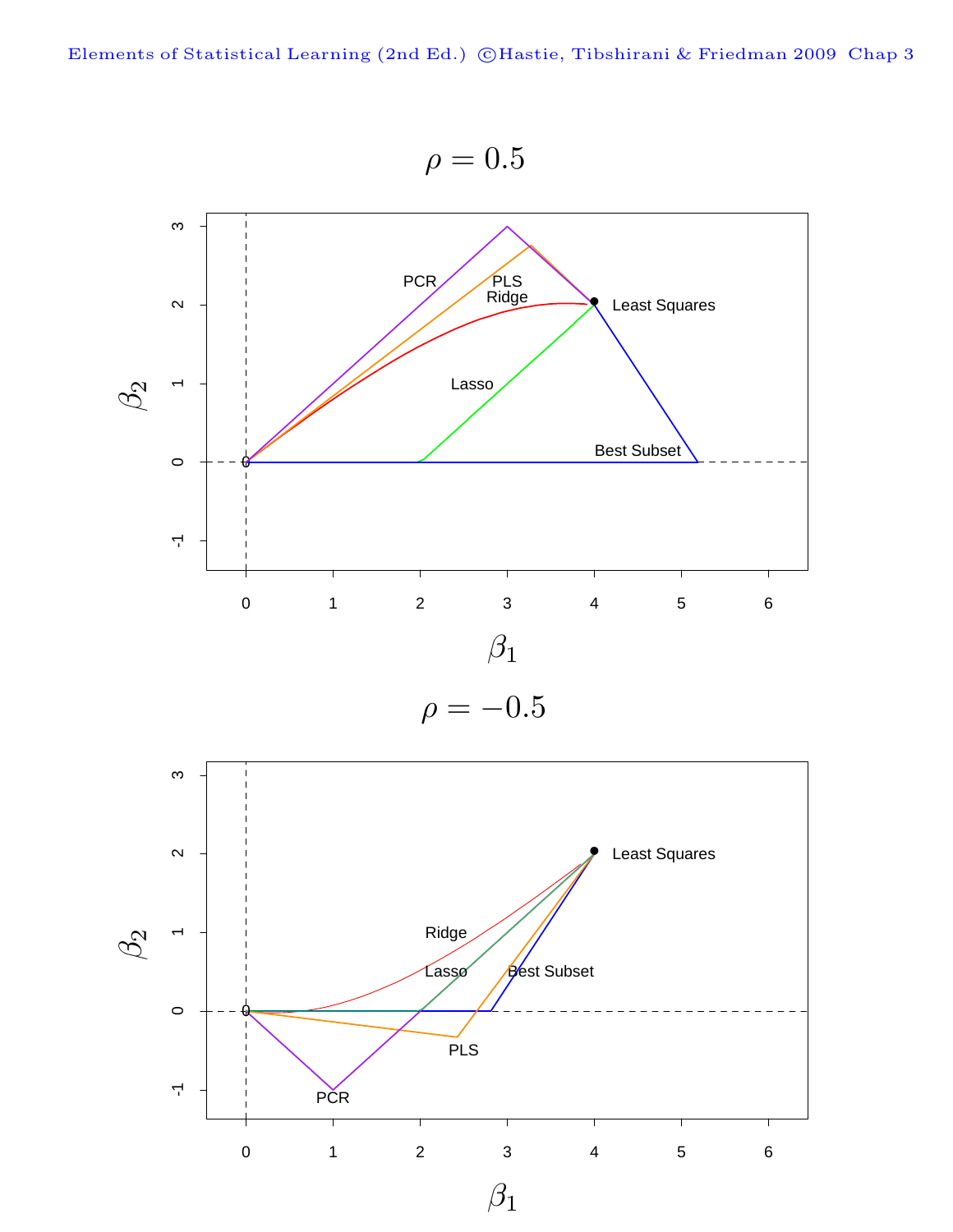$\rho = 0.5$

$\rho = -0.5$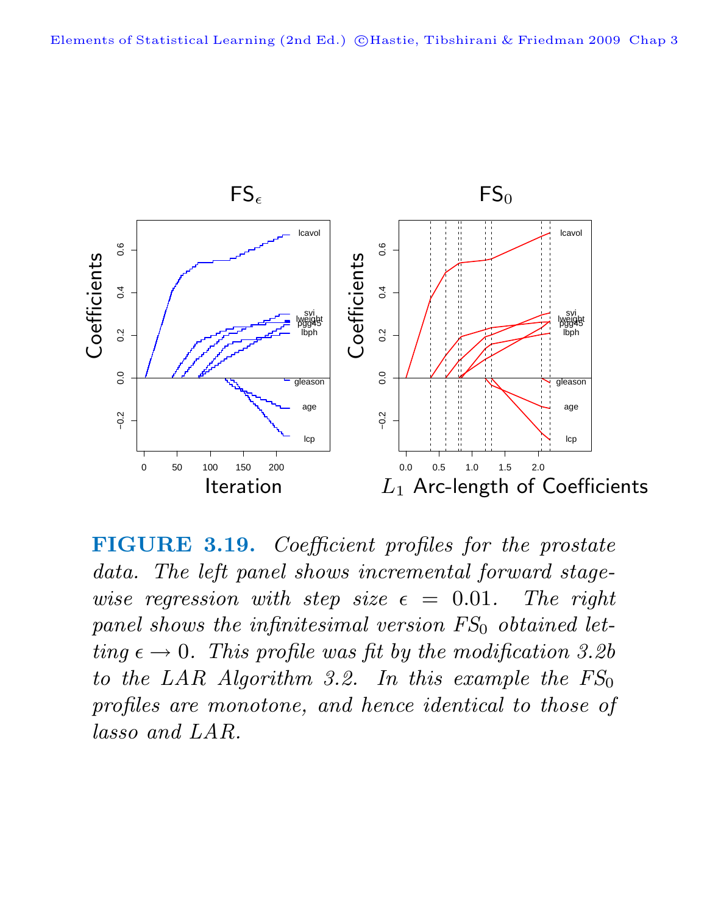**FIGURE 3.19.** *Coefficient profiles for the prostate data. The left panel shows incremental forward stagewise regression with step size $\epsilon = 0.01$. The right panel shows the infinitesimal version $FS_0$ obtained letting $\epsilon \to 0$. This profile was fit by the modification 3.2b to the LAR Algorithm 3.2. In this example the $FS_0$ profiles are monotone, and hence identical to those of lasso and LAR.*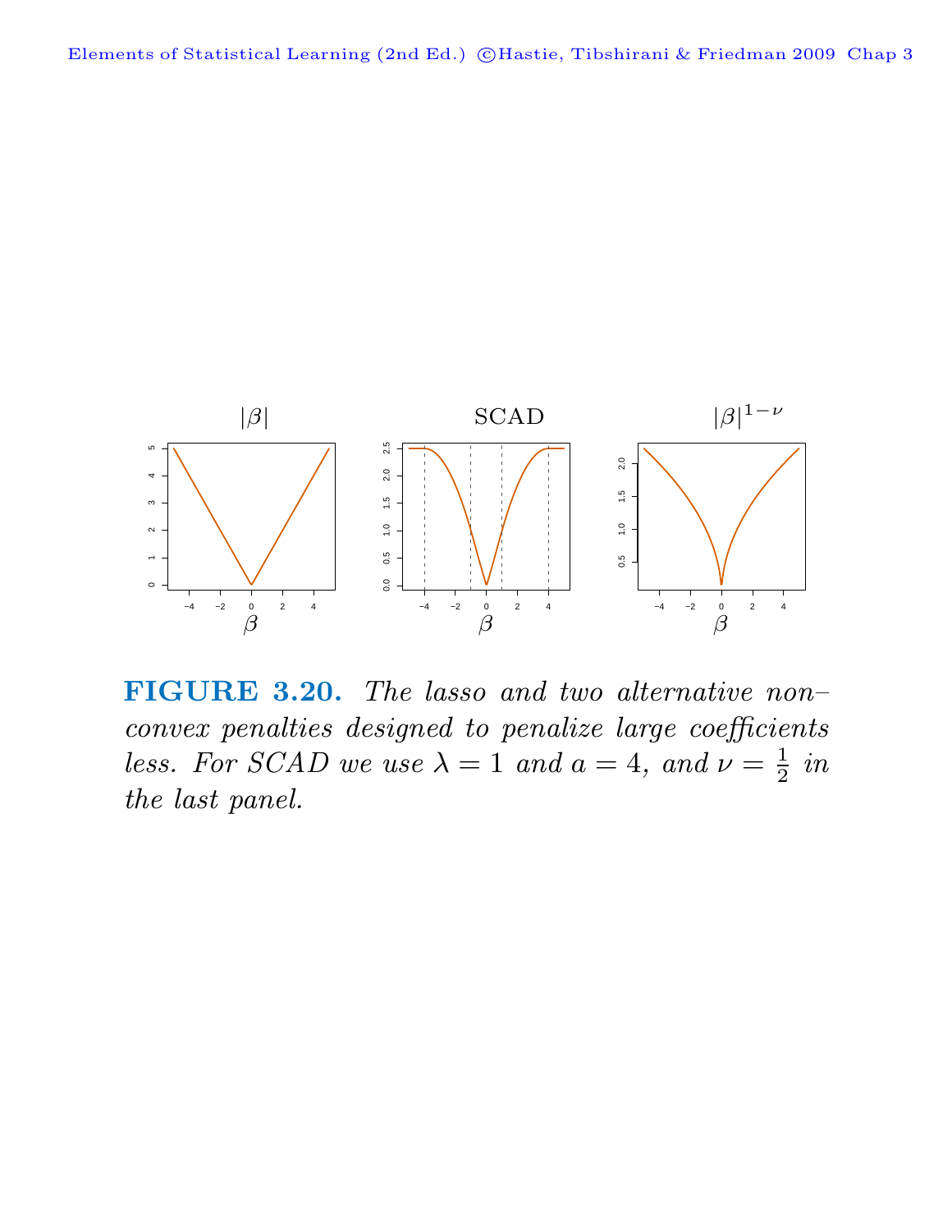$|\beta|$

SCAD

$|\beta|^{1-\nu}$

0 1 2 3 4 5

−4 −2 0 2 4

$\beta$

0.0 0.5 1.0 1.5 2.0 2.5

−4 −2 0 2 4

$\beta$

0.5 1.0 1.5 2.0

−4 −2 0 2 4

$\beta$

**FIGURE 3.20.** *The lasso and two alternative non–convex penalties designed to penalize large coefficients less. For SCAD we use $\lambda = 1$ and $a = 4$, and $\nu = \frac{1}{2}$ in the last panel.*